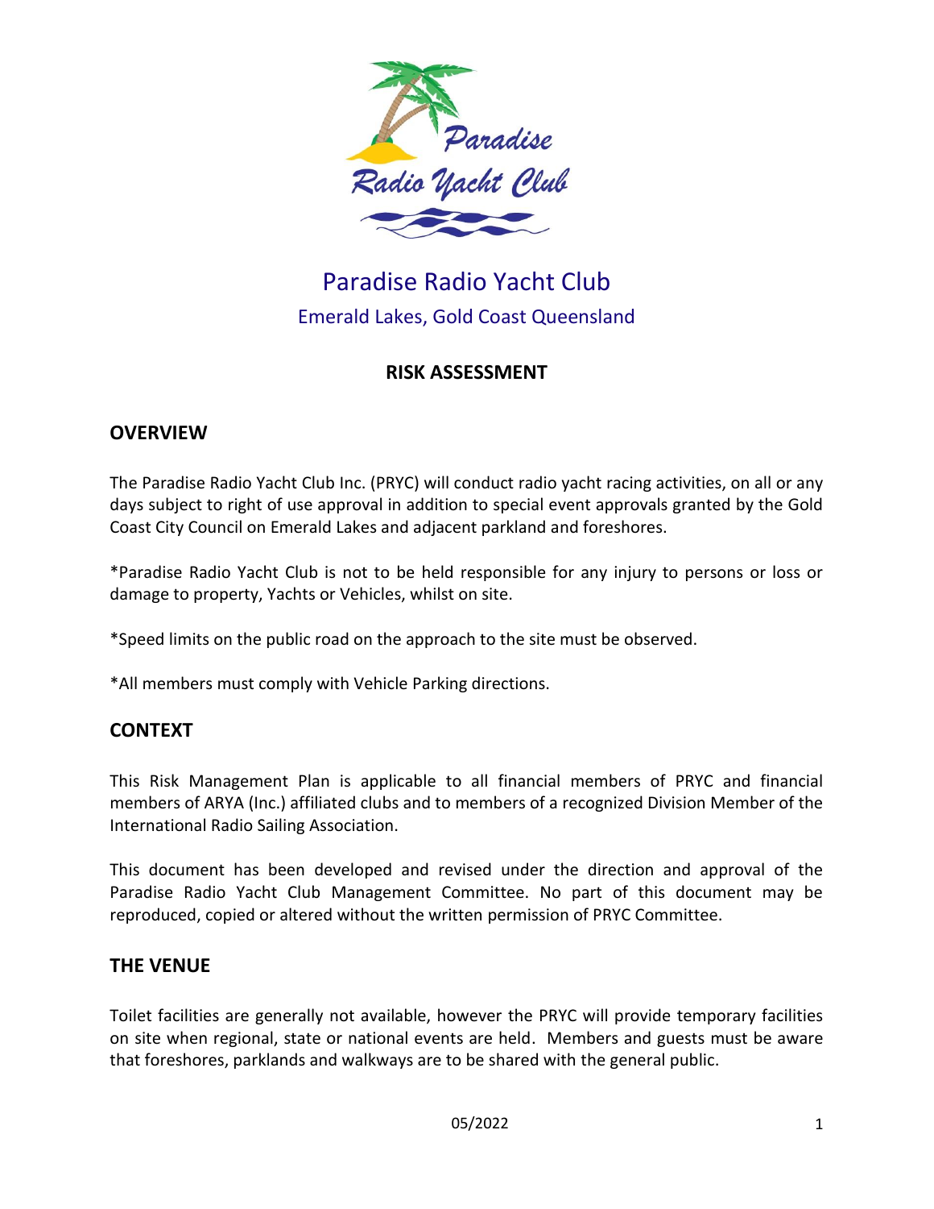# Paradise Radio Yacht Club

Emerald Lakes, Gold Coast Queensland

## RISK ASSESSMENT

## OVERVIEW

The Paradise Radio Yacht Club Inc. (PRYC) will conduct radio yacht racing activities, on all or any days subject to right of use approval in addition to special event approvals granted by the Gold Coast City Council on Emerald Lakes and adjacent parkland and foreshores.

*Paradise Radio Yacht Club is not to be held responsible for any injury to persons or loss or damage to property, Yachts or Vehicles, whilst on site.

*Speed limits on the public road on the approach to the site must be observed.

*All members must comply with Vehicle Parking directions.

## CONTEXT

This Risk Management Plan is applicable to all financial members of PRYC and financial members of ARYA (Inc.) affiliated clubs and to members of a recognized Division Member of the International Radio Sailing Association.

This document has been developed and revised under the direction and approval of the Paradise Radio Yacht Club Management Committee. No part of this document may be reproduced, copied or altered without the written permission of PRYC Committee.

## THE VENUE

Toilet facilities are generally not available, however the PRYC will provide temporary facilities on site when regional, state or national events are held. Members and guests must be aware that foreshores, parklands and walkways are to be shared with the general public.

05/2022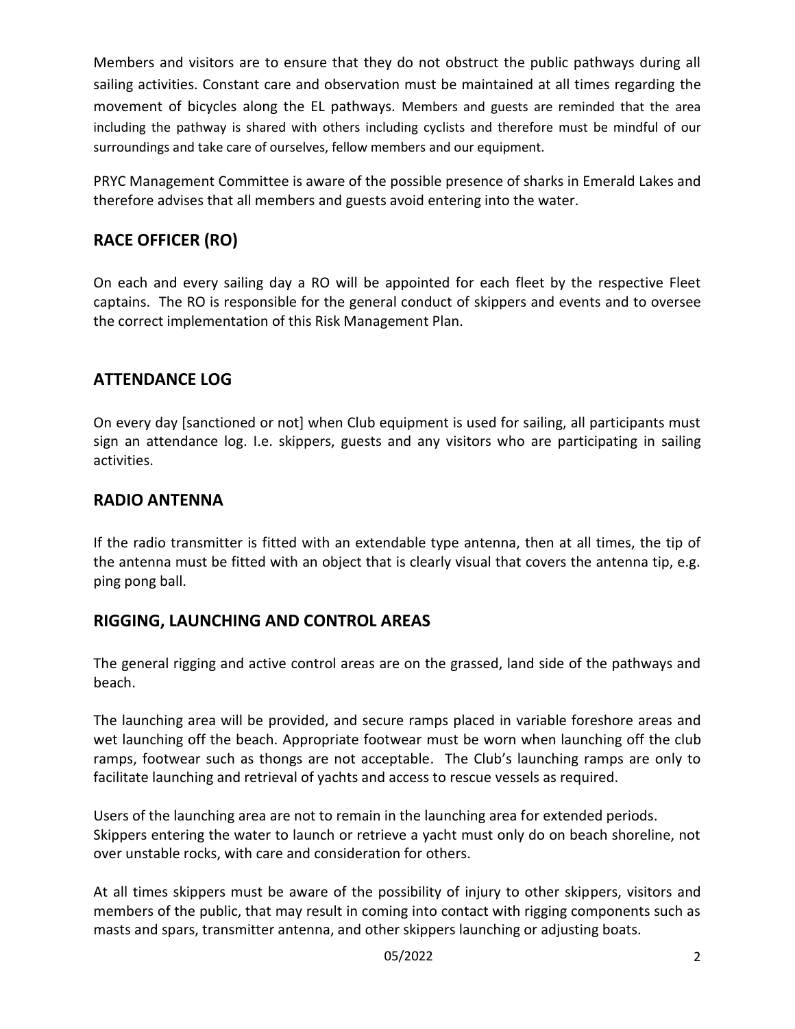Members and visitors are to ensure that they do not obstruct the public pathways during all sailing activities. Constant care and observation must be maintained at all times regarding the movement of bicycles along the EL pathways. Members and guests are reminded that the area including the pathway is shared with others including cyclists and therefore must be mindful of our surroundings and take care of ourselves, fellow members and our equipment.

PRYC Management Committee is aware of the possible presence of sharks in Emerald Lakes and therefore advises that all members and guests avoid entering into the water.

## RACE OFFICER (RO)

On each and every sailing day a RO will be appointed for each fleet by the respective Fleet captains. The RO is responsible for the general conduct of skippers and events and to oversee the correct implementation of this Risk Management Plan.

## ATTENDANCE LOG

On every day [sanctioned or not] when Club equipment is used for sailing, all participants must sign an attendance log. I.e. skippers, guests and any visitors who are participating in sailing activities.

## RADIO ANTENNA

If the radio transmitter is fitted with an extendable type antenna, then at all times, the tip of the antenna must be fitted with an object that is clearly visual that covers the antenna tip, e.g. ping pong ball.

## RIGGING, LAUNCHING AND CONTROL AREAS

The general rigging and active control areas are on the grassed, land side of the pathways and beach.

The launching area will be provided, and secure ramps placed in variable foreshore areas and wet launching off the beach. Appropriate footwear must be worn when launching off the club ramps, footwear such as thongs are not acceptable. The Club's launching ramps are only to facilitate launching and retrieval of yachts and access to rescue vessels as required.

Users of the launching area are not to remain in the launching area for extended periods. Skippers entering the water to launch or retrieve a yacht must only do on beach shoreline, not over unstable rocks, with care and consideration for others.

At all times skippers must be aware of the possibility of injury to other skippers, visitors and members of the public, that may result in coming into contact with rigging components such as masts and spars, transmitter antenna, and other skippers launching or adjusting boats.

05/2022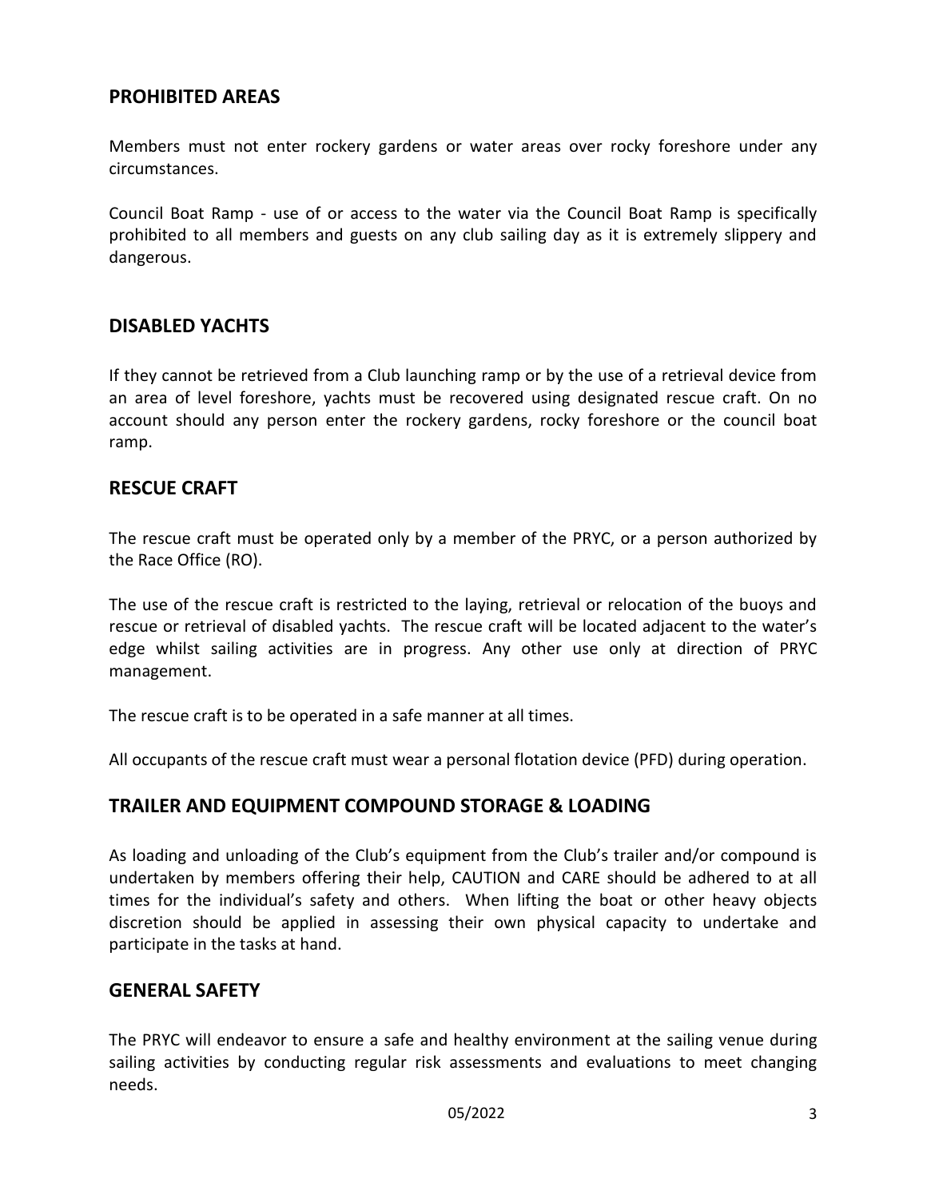## PROHIBITED AREAS

Members must not enter rockery gardens or water areas over rocky foreshore under any circumstances.

Council Boat Ramp - use of or access to the water via the Council Boat Ramp is specifically prohibited to all members and guests on any club sailing day as it is extremely slippery and dangerous.

## DISABLED YACHTS

If they cannot be retrieved from a Club launching ramp or by the use of a retrieval device from an area of level foreshore, yachts must be recovered using designated rescue craft. On no account should any person enter the rockery gardens, rocky foreshore or the council boat ramp.

## RESCUE CRAFT

The rescue craft must be operated only by a member of the PRYC, or a person authorized by the Race Office (RO).

The use of the rescue craft is restricted to the laying, retrieval or relocation of the buoys and rescue or retrieval of disabled yachts. The rescue craft will be located adjacent to the water's edge whilst sailing activities are in progress. Any other use only at direction of PRYC management.

The rescue craft is to be operated in a safe manner at all times.

All occupants of the rescue craft must wear a personal flotation device (PFD) during operation.

## TRAILER AND EQUIPMENT COMPOUND STORAGE & LOADING

As loading and unloading of the Club's equipment from the Club's trailer and/or compound is undertaken by members offering their help, CAUTION and CARE should be adhered to at all times for the individual's safety and others. When lifting the boat or other heavy objects discretion should be applied in assessing their own physical capacity to undertake and participate in the tasks at hand.

## GENERAL SAFETY

The PRYC will endeavor to ensure a safe and healthy environment at the sailing venue during sailing activities by conducting regular risk assessments and evaluations to meet changing needs.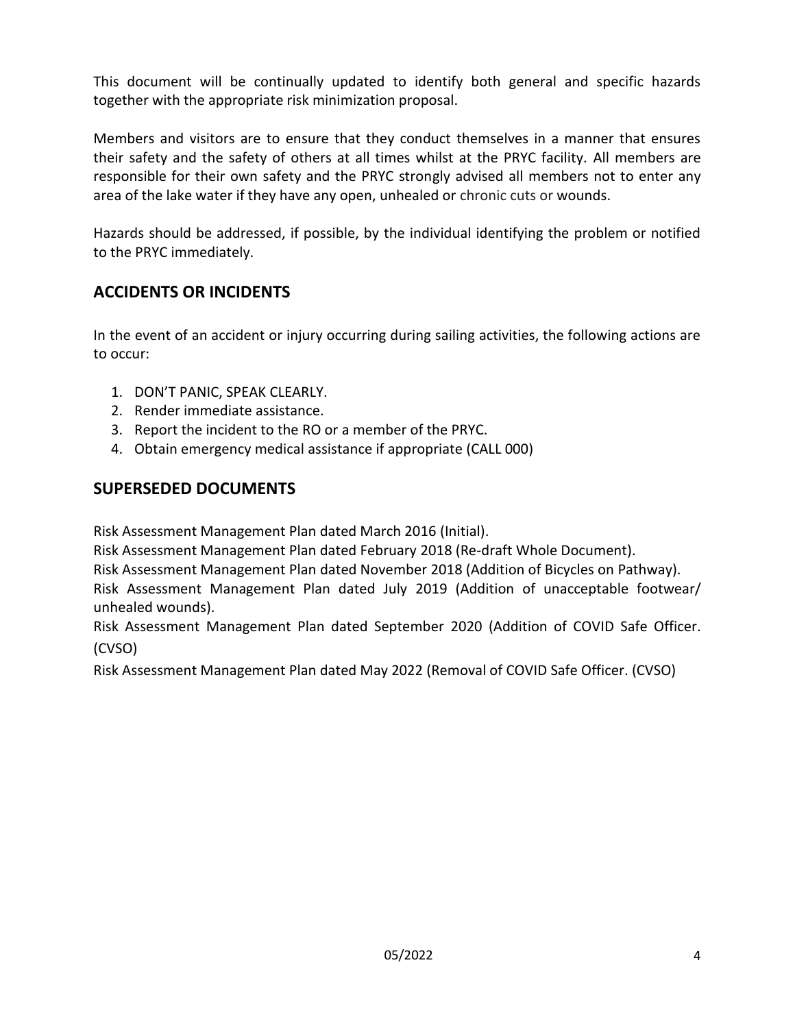This document will be continually updated to identify both general and specific hazards together with the appropriate risk minimization proposal.

Members and visitors are to ensure that they conduct themselves in a manner that ensures their safety and the safety of others at all times whilst at the PRYC facility. All members are responsible for their own safety and the PRYC strongly advised all members not to enter any area of the lake water if they have any open, unhealed or chronic cuts or wounds.

Hazards should be addressed, if possible, by the individual identifying the problem or notified to the PRYC immediately.

## ACCIDENTS OR INCIDENTS

In the event of an accident or injury occurring during sailing activities, the following actions are to occur:

1. DON'T PANIC, SPEAK CLEARLY.
2. Render immediate assistance.
3. Report the incident to the RO or a member of the PRYC.
4. Obtain emergency medical assistance if appropriate (CALL 000)

## SUPERSEDED DOCUMENTS

Risk Assessment Management Plan dated March 2016 (Initial).

Risk Assessment Management Plan dated February 2018 (Re-draft Whole Document).

Risk Assessment Management Plan dated November 2018 (Addition of Bicycles on Pathway).

Risk Assessment Management Plan dated July 2019 (Addition of unacceptable footwear/ unhealed wounds).

Risk Assessment Management Plan dated September 2020 (Addition of COVID Safe Officer. (CVSO)

Risk Assessment Management Plan dated May 2022 (Removal of COVID Safe Officer. (CVSO)